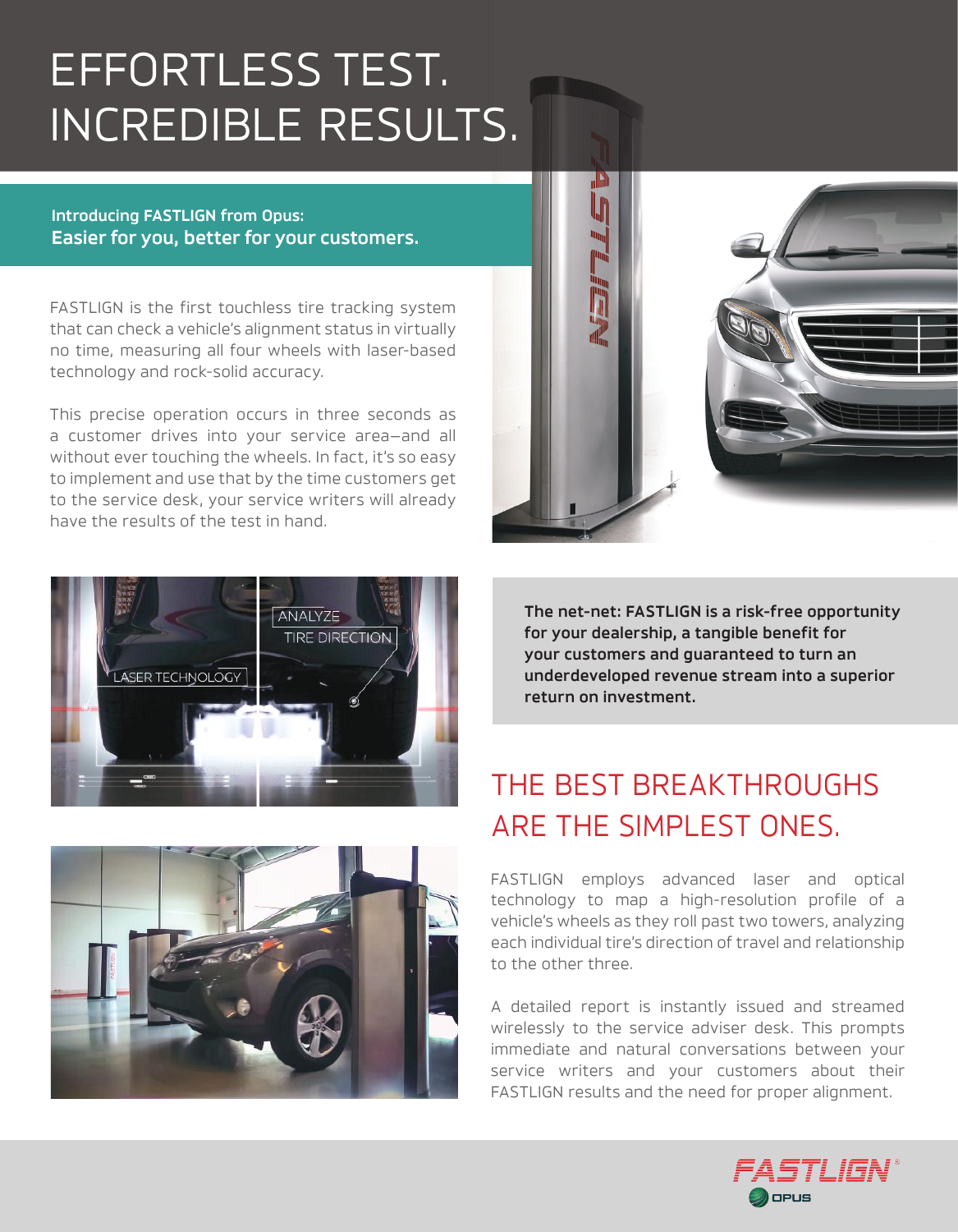# EFFORTLESS TEST. INCREDIBLE RESULTS.

**Introducing FASTLIGN from Opus:**
**Easier for you, better for your customers.**

FASTLIGN is the first touchless tire tracking system that can check a vehicle's alignment status in virtually no time, measuring all four wheels with laser-based technology and rock-solid accuracy.

This precise operation occurs in three seconds as a customer drives into your service area—and all without ever touching the wheels. In fact, it's so easy to implement and use that by the time customers get to the service desk, your service writers will already have the results of the test in hand.

**The net-net: FASTLIGN is a risk-free opportunity for your dealership, a tangible benefit for your customers and guaranteed to turn an underdeveloped revenue stream into a superior return on investment.**

## THE BEST BREAKTHROUGHS ARE THE SIMPLEST ONES.

FASTLIGN employs advanced laser and optical technology to map a high-resolution profile of a vehicle's wheels as they roll past two towers, analyzing each individual tire's direction of travel and relationship to the other three.

A detailed report is instantly issued and streamed wirelessly to the service adviser desk. This prompts immediate and natural conversations between your service writers and your customers about their FASTLIGN results and the need for proper alignment.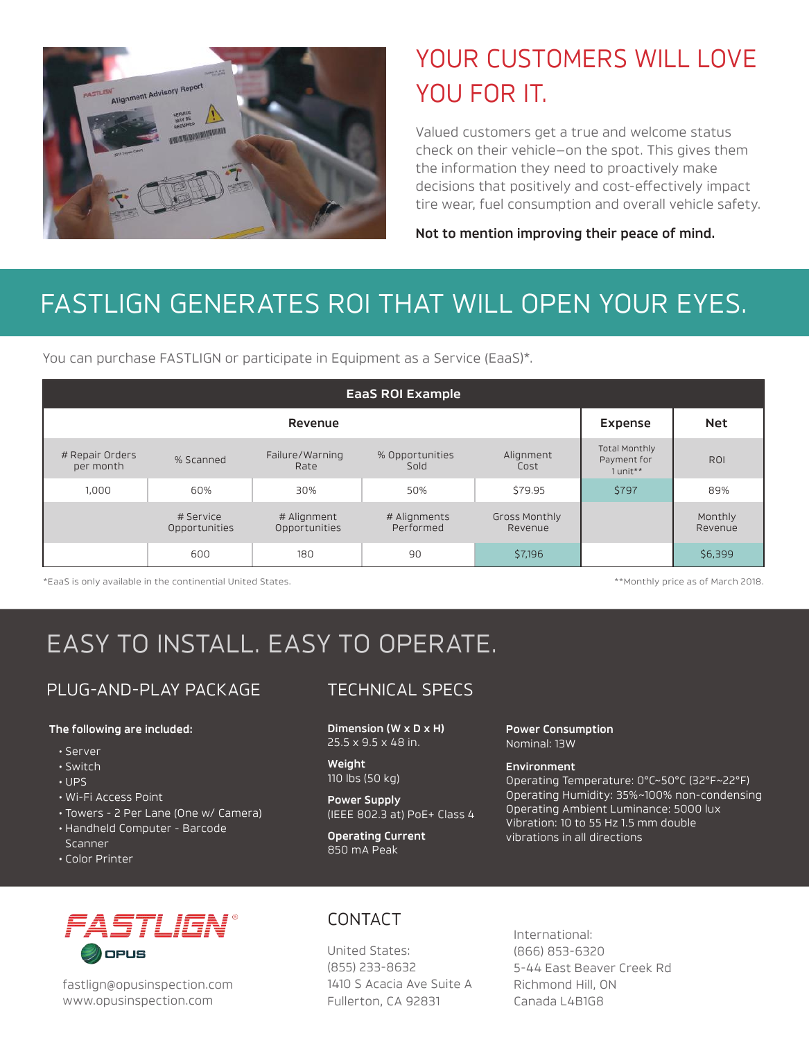# YOUR CUSTOMERS WILL LOVE YOU FOR IT.

Valued customers get a true and welcome status check on their vehicle—on the spot. This gives them the information they need to proactively make decisions that positively and cost-effectively impact tire wear, fuel consumption and overall vehicle safety.

**Not to mention improving their peace of mind.**

# FASTLIGN GENERATES ROI THAT WILL OPEN YOUR EYES.

You can purchase FASTLIGN or participate in Equipment as a Service (EaaS)*.

| EaaS ROI Example | | | | | | |
|---|---|---|---|---|---|---|
| Revenue | | | | | Expense | Net |
| # Repair Orders per month | % Scanned | Failure/Warning Rate | % Opportunities Sold | Alignment Cost | Total Monthly Payment for 1 unit** | ROI |
| 1,000 | 60% | 30% | 50% | $79.95 | $797 | 89% |
| | # Service Opportunities | # Alignment Opportunities | # Alignments Performed | Gross Monthly Revenue | | Monthly Revenue |
| | 600 | 180 | 90 | $7,196 | | $6,399 |

*EaaS is only available in the continental United States.

**Monthly price as of March 2018.

# EASY TO INSTALL. EASY TO OPERATE.

## PLUG-AND-PLAY PACKAGE

**The following are included:**

- Server
- Switch
- UPS
- Wi-Fi Access Point
- Towers - 2 Per Lane (One w/ Camera)
- Handheld Computer - Barcode Scanner
- Color Printer

## TECHNICAL SPECS

**Dimension (W x D x H)**
25.5 x 9.5 x 48 in.

**Weight**
110 lbs (50 kg)

**Power Supply**
(IEEE 802.3 at) PoE+ Class 4

**Operating Current**
850 mA Peak

**Power Consumption**
Nominal: 13W

**Environment**
Operating Temperature: 0°C~50°C (32°F~22°F)
Operating Humidity: 35%~100% non-condensing
Operating Ambient Luminance: 5000 lux
Vibration: 10 to 55 Hz 1.5 mm double vibrations in all directions

FASTLIGN®
OPUS

fastlign@opusinspection.com
www.opusinspection.com

## CONTACT

United States:
(855) 233-8632
1410 S Acacia Ave Suite A
Fullerton, CA 92831

International:
(866) 853-6320
5-44 East Beaver Creek Rd
Richmond Hill, ON
Canada L4B1G8